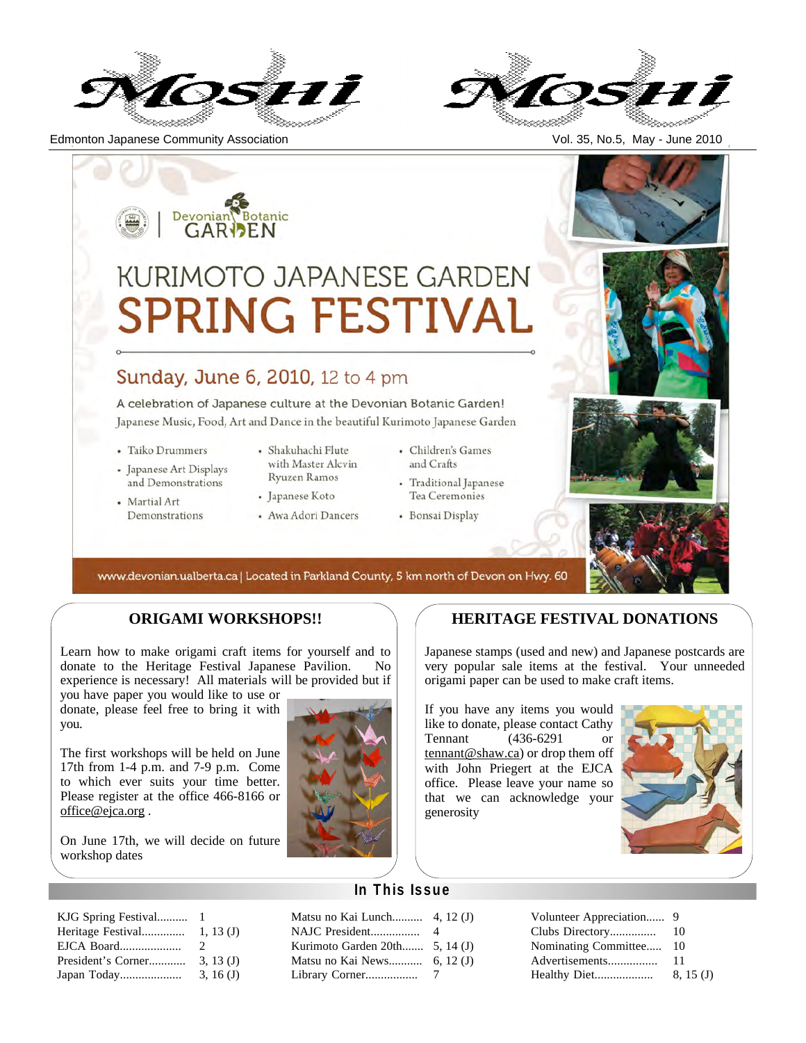# Mosui

Edmonton Japanese Community Association

Vol. 35, No.5, May - June 2010

Devonian Botanic GARDEN

# KURIMOTO JAPANESE GARDEN SPRING FESTIVAL

## Sunday, June 6, 2010, 12 to 4 pm

A celebration of Japanese culture at the Devonian Botanic Garden!

Japanese Music, Food, Art and Dance in the beautiful Kurimoto Japanese Garden

- Taiko Drummers
- Japanese Art Displays and Demonstrations
- Martial Art Demonstrations
- Shakuhachi Flute with Master Alcvin Ryuzen Ramos
- Japanese Koto
- Awa Adori Dancers
- Children's Games and Crafts
- Traditional Japanese Tea Ceremonies
- Bonsai Display

www.devonian.ualberta.ca | Located in Parkland County, 5 km north of Devon on Hwy. 60

## ORIGAMI WORKSHOPS!!

Learn how to make origami craft items for yourself and to donate to the Heritage Festival Japanese Pavilion. No experience is necessary! All materials will be provided but if you have paper you would like to use or donate, please feel free to bring it with you.

The first workshops will be held on June 17th from 1-4 p.m. and 7-9 p.m. Come to which ever suits your time better. Please register at the office 466-8166 or office@ejca.org .

On June 17th, we will decide on future workshop dates

## HERITAGE FESTIVAL DONATIONS

Japanese stamps (used and new) and Japanese postcards are very popular sale items at the festival. Your unneeded origami paper can be used to make craft items.

If you have any items you would like to donate, please contact Cathy Tennant (436-6291 or tennant@shaw.ca) or drop them off with John Priegert at the EJCA office. Please leave your name so that we can acknowledge your generosity

## In This Issue

| | | | | | |
|---|---|---|---|---|---|
| KJG Spring Festival | 1 | Matsu no Kai Lunch | 4, 12 (J) | Volunteer Appreciation | 9 |
| Heritage Festival | 1, 13 (J) | NAJC President | 4 | Clubs Directory | 10 |
| EJCA Board | 2 | Kurimoto Garden 20th | 5, 14 (J) | Nominating Committee | 10 |
| President's Corner | 3, 13 (J) | Matsu no Kai News | 6, 12 (J) | Advertisements | 11 |
| Japan Today | 3, 16 (J) | Library Corner | 7 | Healthy Diet | 8, 15 (J) |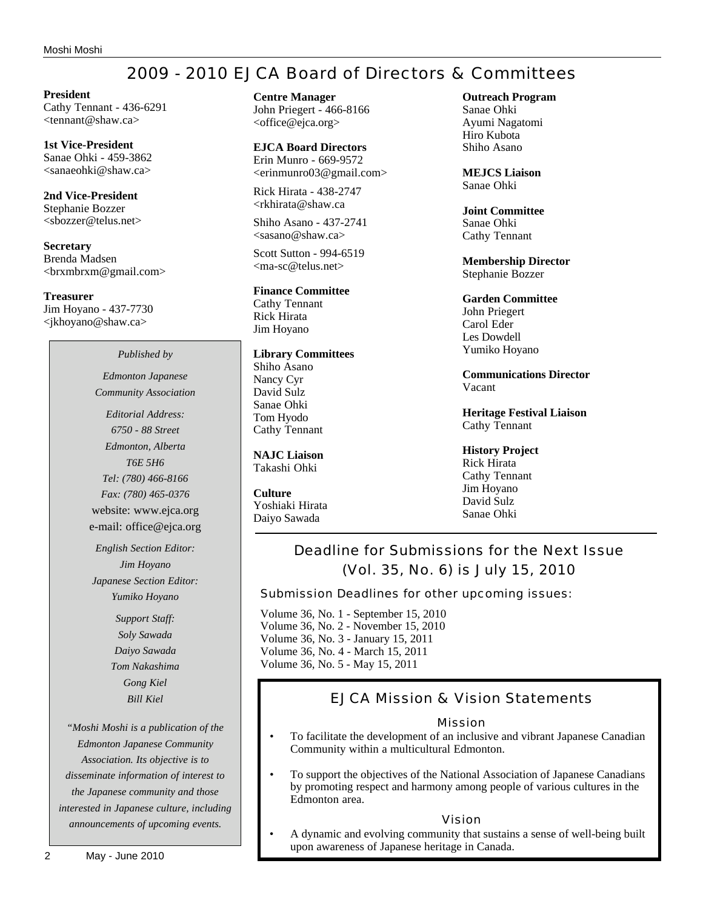# 2009 - 2010 EJCA Board of Directors & Committees

**President**
Cathy Tennant - 436-6291
<tennant@shaw.ca>

**1st Vice-President**
Sanae Ohki - 459-3862
<sanaeohki@shaw.ca>

**2nd Vice-President**
Stephanie Bozzer
<sbozzer@telus.net>

**Secretary**
Brenda Madsen
<brxmbrxm@gmail.com>

**Treasurer**
Jim Hoyano - 437-7730
<jkhoyano@shaw.ca>

*Published by*

*Edmonton Japanese Community Association*

*Editorial Address:*
*6750 - 88 Street*
*Edmonton, Alberta*
*T6E 5H6*
*Tel: (780) 466-8166*
*Fax: (780) 465-0376*
website: www.ejca.org
e-mail: office@ejca.org

*English Section Editor:*
*Jim Hoyano*
*Japanese Section Editor:*
*Yumiko Hoyano*

*Support Staff:*
*Soly Sawada*
*Daiyo Sawada*
*Tom Nakashima*
*Gong Kiel*
*Bill Kiel*

*"Moshi Moshi is a publication of the Edmonton Japanese Community Association. Its objective is to disseminate information of interest to the Japanese community and those interested in Japanese culture, including announcements of upcoming events.*

**Centre Manager**
John Priegert - 466-8166
<office@ejca.org>

**EJCA Board Directors**
Erin Munro - 669-9572
<erinmunro03@gmail.com>

Rick Hirata - 438-2747
<rkhirata@shaw.ca

Shiho Asano - 437-2741
<sasano@shaw.ca>

Scott Sutton - 994-6519
<ma-sc@telus.net>

**Finance Committee**
Cathy Tennant
Rick Hirata
Jim Hoyano

**Library Committees**
Shiho Asano
Nancy Cyr
David Sulz
Sanae Ohki
Tom Hyodo
Cathy Tennant

**NAJC Liaison**
Takashi Ohki

**Culture**
Yoshiaki Hirata
Daiyo Sawada

**Outreach Program**
Sanae Ohki
Ayumi Nagatomi
Hiro Kubota
Shiho Asano

**MEJCS Liaison**
Sanae Ohki

**Joint Committee**
Sanae Ohki
Cathy Tennant

**Membership Director**
Stephanie Bozzer

**Garden Committee**
John Priegert
Carol Eder
Les Dowdell
Yumiko Hoyano

**Communications Director**
Vacant

**Heritage Festival Liaison**
Cathy Tennant

**History Project**
Rick Hirata
Cathy Tennant
Jim Hoyano
David Sulz
Sanae Ohki

## Deadline for Submissions for the Next Issue (Vol. 35, No. 6) is July 15, 2010

### Submission Deadlines for other upcoming issues:

Volume 36, No. 1 - September 15, 2010
Volume 36, No. 2 - November 15, 2010
Volume 36, No. 3 - January 15, 2011
Volume 36, No. 4 - March 15, 2011
Volume 36, No. 5 - May 15, 2011

## EJCA Mission & Vision Statements

### Mission

- To facilitate the development of an inclusive and vibrant Japanese Canadian Community within a multicultural Edmonton.
- To support the objectives of the National Association of Japanese Canadians by promoting respect and harmony among people of various cultures in the Edmonton area.

### Vision

- A dynamic and evolving community that sustains a sense of well-being built upon awareness of Japanese heritage in Canada.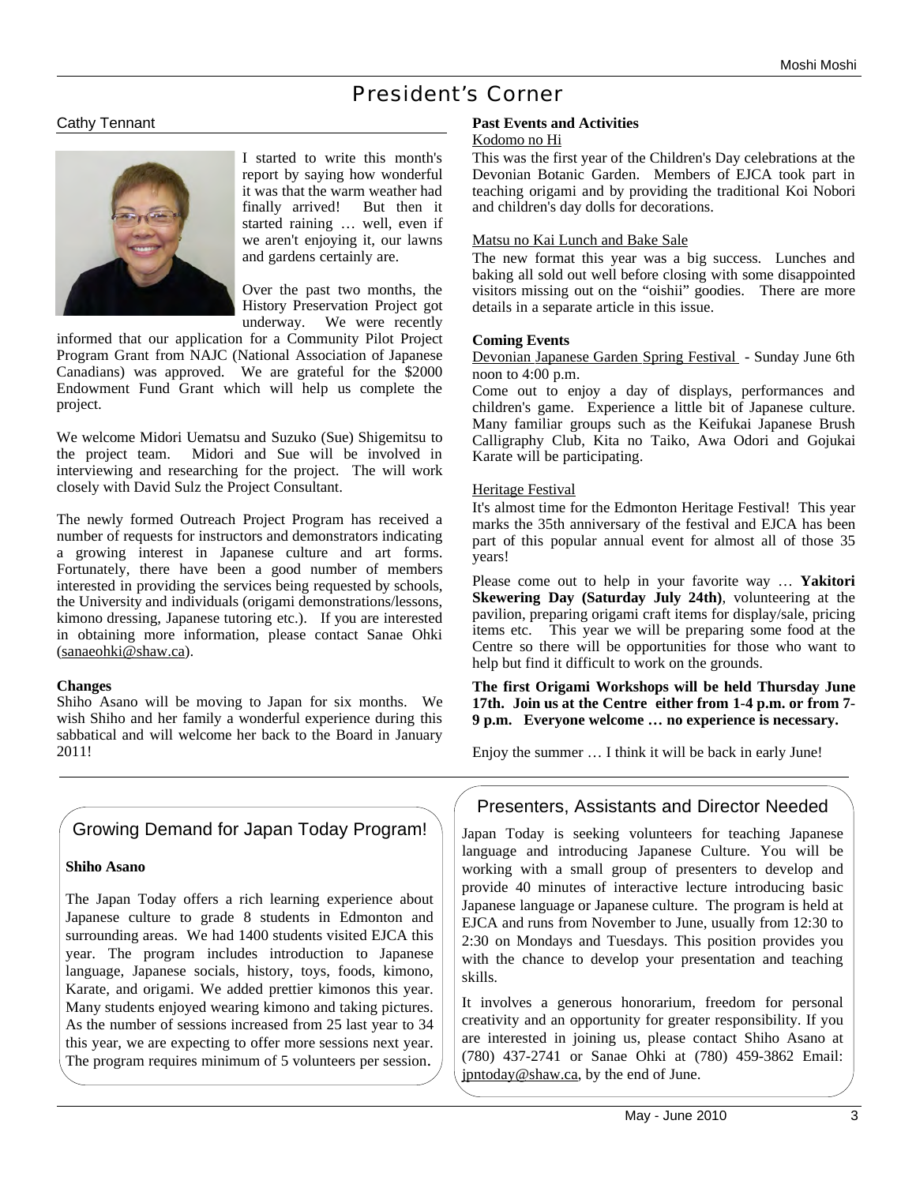# President's Corner

Cathy Tennant

I started to write this month's report by saying how wonderful it was that the warm weather had finally arrived! But then it started raining … well, even if we aren't enjoying it, our lawns and gardens certainly are.

Over the past two months, the History Preservation Project got underway. We were recently informed that our application for a Community Pilot Project Program Grant from NAJC (National Association of Japanese Canadians) was approved. We are grateful for the $2000 Endowment Fund Grant which will help us complete the project.

We welcome Midori Uematsu and Suzuko (Sue) Shigemitsu to the project team. Midori and Sue will be involved in interviewing and researching for the project. The will work closely with David Sulz the Project Consultant.

The newly formed Outreach Project Program has received a number of requests for instructors and demonstrators indicating a growing interest in Japanese culture and art forms. Fortunately, there have been a good number of members interested in providing the services being requested by schools, the University and individuals (origami demonstrations/lessons, kimono dressing, Japanese tutoring etc.). If you are interested in obtaining more information, please contact Sanae Ohki (sanaeohki@shaw.ca).

**Changes**

Shiho Asano will be moving to Japan for six months. We wish Shiho and her family a wonderful experience during this sabbatical and will welcome her back to the Board in January 2011!

**Past Events and Activities**

Kodomo no Hi

This was the first year of the Children's Day celebrations at the Devonian Botanic Garden. Members of EJCA took part in teaching origami and by providing the traditional Koi Nobori and children's day dolls for decorations.

Matsu no Kai Lunch and Bake Sale

The new format this year was a big success. Lunches and baking all sold out well before closing with some disappointed visitors missing out on the "oishii" goodies. There are more details in a separate article in this issue.

**Coming Events**

Devonian Japanese Garden Spring Festival - Sunday June 6th noon to 4:00 p.m.

Come out to enjoy a day of displays, performances and children's game. Experience a little bit of Japanese culture. Many familiar groups such as the Keifukai Japanese Brush Calligraphy Club, Kita no Taiko, Awa Odori and Gojukai Karate will be participating.

Heritage Festival

It's almost time for the Edmonton Heritage Festival! This year marks the 35th anniversary of the festival and EJCA has been part of this popular annual event for almost all of those 35 years!

Please come out to help in your favorite way … **Yakitori Skewering Day (Saturday July 24th)**, volunteering at the pavilion, preparing origami craft items for display/sale, pricing items etc. This year we will be preparing some food at the Centre so there will be opportunities for those who want to help but find it difficult to work on the grounds.

**The first Origami Workshops will be held Thursday June 17th. Join us at the Centre either from 1-4 p.m. or from 7-9 p.m. Everyone welcome … no experience is necessary.**

Enjoy the summer … I think it will be back in early June!

## Growing Demand for Japan Today Program!

**Shiho Asano**

The Japan Today offers a rich learning experience about Japanese culture to grade 8 students in Edmonton and surrounding areas. We had 1400 students visited EJCA this year. The program includes introduction to Japanese language, Japanese socials, history, toys, foods, kimono, Karate, and origami. We added prettier kimonos this year. Many students enjoyed wearing kimono and taking pictures. As the number of sessions increased from 25 last year to 34 this year, we are expecting to offer more sessions next year. The program requires minimum of 5 volunteers per session.

## Presenters, Assistants and Director Needed

Japan Today is seeking volunteers for teaching Japanese language and introducing Japanese Culture. You will be working with a small group of presenters to develop and provide 40 minutes of interactive lecture introducing basic Japanese language or Japanese culture. The program is held at EJCA and runs from November to June, usually from 12:30 to 2:30 on Mondays and Tuesdays. This position provides you with the chance to develop your presentation and teaching skills.

It involves a generous honorarium, freedom for personal creativity and an opportunity for greater responsibility. If you are interested in joining us, please contact Shiho Asano at (780) 437-2741 or Sanae Ohki at (780) 459-3862 Email: jpntoday@shaw.ca, by the end of June.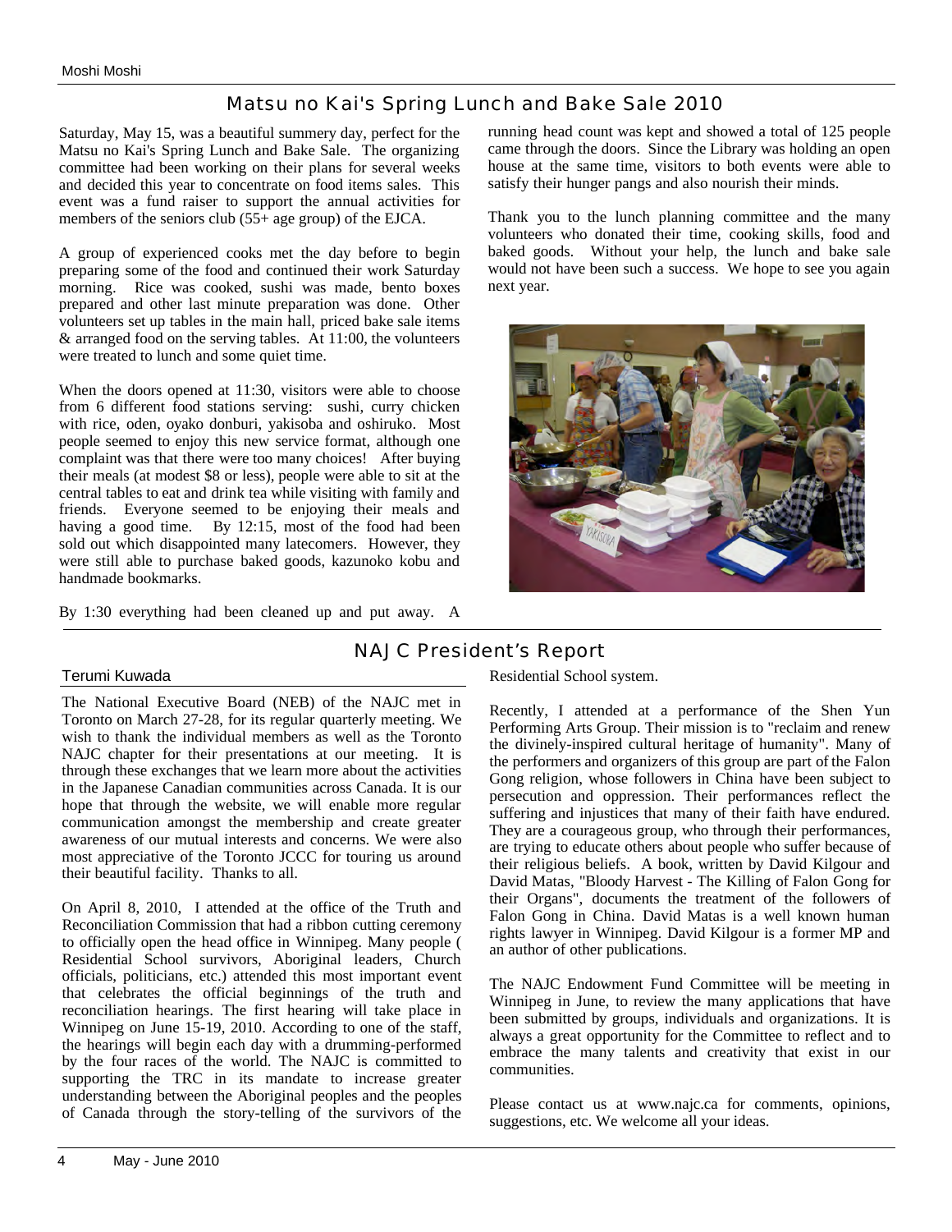## Matsu no Kai's Spring Lunch and Bake Sale 2010

Saturday, May 15, was a beautiful summery day, perfect for the Matsu no Kai's Spring Lunch and Bake Sale. The organizing committee had been working on their plans for several weeks and decided this year to concentrate on food items sales. This event was a fund raiser to support the annual activities for members of the seniors club (55+ age group) of the EJCA.

A group of experienced cooks met the day before to begin preparing some of the food and continued their work Saturday morning. Rice was cooked, sushi was made, bento boxes prepared and other last minute preparation was done. Other volunteers set up tables in the main hall, priced bake sale items & arranged food on the serving tables. At 11:00, the volunteers were treated to lunch and some quiet time.

When the doors opened at 11:30, visitors were able to choose from 6 different food stations serving: sushi, curry chicken with rice, oden, oyako donburi, yakisoba and oshiruko. Most people seemed to enjoy this new service format, although one complaint was that there were too many choices! After buying their meals (at modest $8 or less), people were able to sit at the central tables to eat and drink tea while visiting with family and friends. Everyone seemed to be enjoying their meals and having a good time. By 12:15, most of the food had been sold out which disappointed many latecomers. However, they were still able to purchase baked goods, kazunoko kobu and handmade bookmarks.

By 1:30 everything had been cleaned up and put away. A running head count was kept and showed a total of 125 people came through the doors. Since the Library was holding an open house at the same time, visitors to both events were able to satisfy their hunger pangs and also nourish their minds.

Thank you to the lunch planning committee and the many volunteers who donated their time, cooking skills, food and baked goods. Without your help, the lunch and bake sale would not have been such a success. We hope to see you again next year.

## NAJC President's Report

Terumi Kuwada

The National Executive Board (NEB) of the NAJC met in Toronto on March 27-28, for its regular quarterly meeting. We wish to thank the individual members as well as the Toronto NAJC chapter for their presentations at our meeting. It is through these exchanges that we learn more about the activities in the Japanese Canadian communities across Canada. It is our hope that through the website, we will enable more regular communication amongst the membership and create greater awareness of our mutual interests and concerns. We were also most appreciative of the Toronto JCCC for touring us around their beautiful facility. Thanks to all.

On April 8, 2010, I attended at the office of the Truth and Reconciliation Commission that had a ribbon cutting ceremony to officially open the head office in Winnipeg. Many people ( Residential School survivors, Aboriginal leaders, Church officials, politicians, etc.) attended this most important event that celebrates the official beginnings of the truth and reconciliation hearings. The first hearing will take place in Winnipeg on June 15-19, 2010. According to one of the staff, the hearings will begin each day with a drumming-performed by the four races of the world. The NAJC is committed to supporting the TRC in its mandate to increase greater understanding between the Aboriginal peoples and the peoples of Canada through the story-telling of the survivors of the Residential School system.

Recently, I attended at a performance of the Shen Yun Performing Arts Group. Their mission is to "reclaim and renew the divinely-inspired cultural heritage of humanity". Many of the performers and organizers of this group are part of the Falon Gong religion, whose followers in China have been subject to persecution and oppression. Their performances reflect the suffering and injustices that many of their faith have endured. They are a courageous group, who through their performances, are trying to educate others about people who suffer because of their religious beliefs. A book, written by David Kilgour and David Matas, "Bloody Harvest - The Killing of Falon Gong for their Organs", documents the treatment of the followers of Falon Gong in China. David Matas is a well known human rights lawyer in Winnipeg. David Kilgour is a former MP and an author of other publications.

The NAJC Endowment Fund Committee will be meeting in Winnipeg in June, to review the many applications that have been submitted by groups, individuals and organizations. It is always a great opportunity for the Committee to reflect and to embrace the many talents and creativity that exist in our communities.

Please contact us at www.najc.ca for comments, opinions, suggestions, etc. We welcome all your ideas.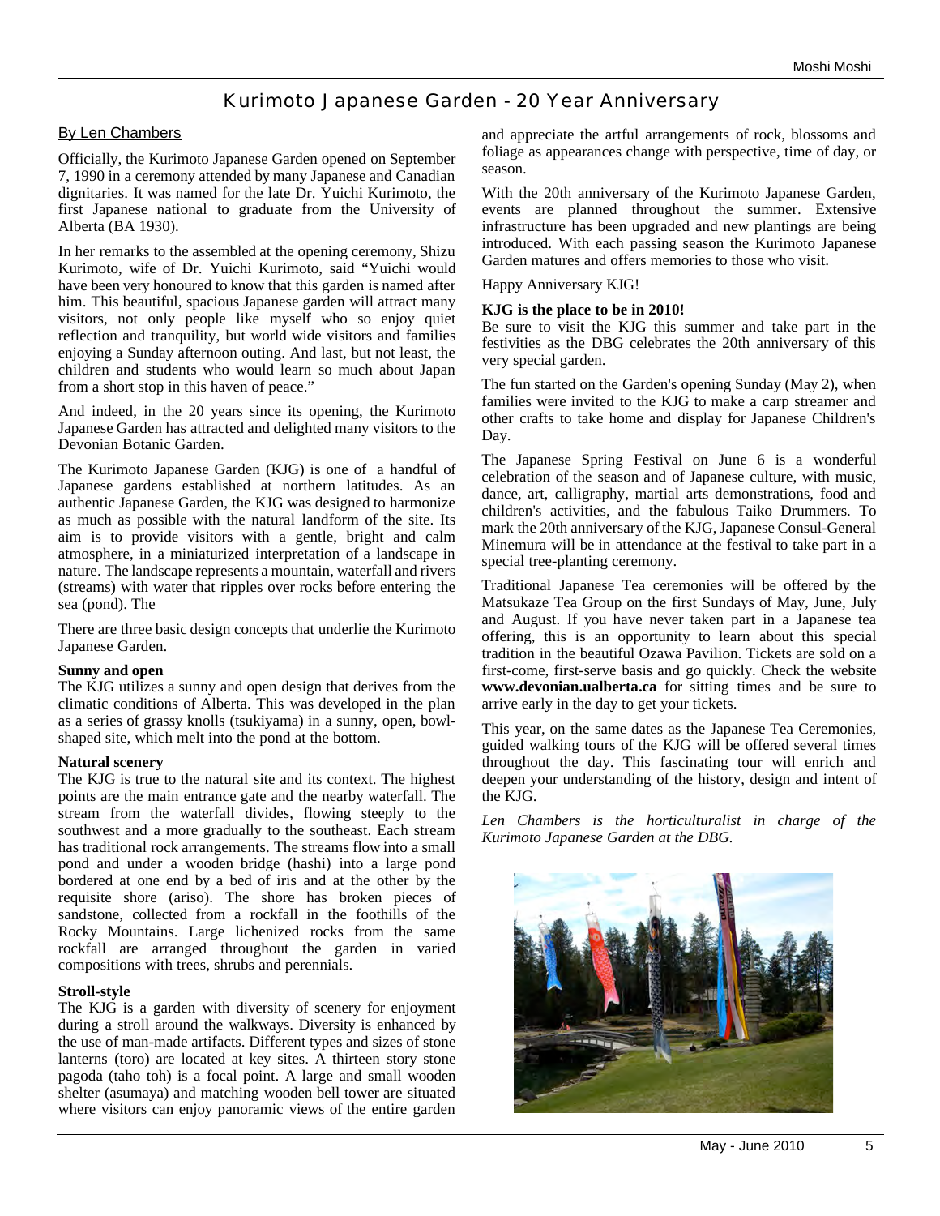# Kurimoto Japanese Garden - 20 Year Anniversary

By Len Chambers

Officially, the Kurimoto Japanese Garden opened on September 7, 1990 in a ceremony attended by many Japanese and Canadian dignitaries. It was named for the late Dr. Yuichi Kurimoto, the first Japanese national to graduate from the University of Alberta (BA 1930).

In her remarks to the assembled at the opening ceremony, Shizu Kurimoto, wife of Dr. Yuichi Kurimoto, said "Yuichi would have been very honoured to know that this garden is named after him. This beautiful, spacious Japanese garden will attract many visitors, not only people like myself who so enjoy quiet reflection and tranquility, but world wide visitors and families enjoying a Sunday afternoon outing. And last, but not least, the children and students who would learn so much about Japan from a short stop in this haven of peace."

And indeed, in the 20 years since its opening, the Kurimoto Japanese Garden has attracted and delighted many visitors to the Devonian Botanic Garden.

The Kurimoto Japanese Garden (KJG) is one of a handful of Japanese gardens established at northern latitudes. As an authentic Japanese Garden, the KJG was designed to harmonize as much as possible with the natural landform of the site. Its aim is to provide visitors with a gentle, bright and calm atmosphere, in a miniaturized interpretation of a landscape in nature. The landscape represents a mountain, waterfall and rivers (streams) with water that ripples over rocks before entering the sea (pond). The

There are three basic design concepts that underlie the Kurimoto Japanese Garden.

**Sunny and open**
The KJG utilizes a sunny and open design that derives from the climatic conditions of Alberta. This was developed in the plan as a series of grassy knolls (tsukiyama) in a sunny, open, bowl-shaped site, which melt into the pond at the bottom.

**Natural scenery**
The KJG is true to the natural site and its context. The highest points are the main entrance gate and the nearby waterfall. The stream from the waterfall divides, flowing steeply to the southwest and a more gradually to the southeast. Each stream has traditional rock arrangements. The streams flow into a small pond and under a wooden bridge (hashi) into a large pond bordered at one end by a bed of iris and at the other by the requisite shore (ariso). The shore has broken pieces of sandstone, collected from a rockfall in the foothills of the Rocky Mountains. Large lichenized rocks from the same rockfall are arranged throughout the garden in varied compositions with trees, shrubs and perennials.

**Stroll-style**
The KJG is a garden with diversity of scenery for enjoyment during a stroll around the walkways. Diversity is enhanced by the use of man-made artifacts. Different types and sizes of stone lanterns (toro) are located at key sites. A thirteen story stone pagoda (taho toh) is a focal point. A large and small wooden shelter (asumaya) and matching wooden bell tower are situated where visitors can enjoy panoramic views of the entire garden and appreciate the artful arrangements of rock, blossoms and foliage as appearances change with perspective, time of day, or season.

With the 20th anniversary of the Kurimoto Japanese Garden, events are planned throughout the summer. Extensive infrastructure has been upgraded and new plantings are being introduced. With each passing season the Kurimoto Japanese Garden matures and offers memories to those who visit.

Happy Anniversary KJG!

**KJG is the place to be in 2010!**
Be sure to visit the KJG this summer and take part in the festivities as the DBG celebrates the 20th anniversary of this very special garden.

The fun started on the Garden's opening Sunday (May 2), when families were invited to the KJG to make a carp streamer and other crafts to take home and display for Japanese Children's Day.

The Japanese Spring Festival on June 6 is a wonderful celebration of the season and of Japanese culture, with music, dance, art, calligraphy, martial arts demonstrations, food and children's activities, and the fabulous Taiko Drummers. To mark the 20th anniversary of the KJG, Japanese Consul-General Minemura will be in attendance at the festival to take part in a special tree-planting ceremony.

Traditional Japanese Tea ceremonies will be offered by the Matsukaze Tea Group on the first Sundays of May, June, July and August. If you have never taken part in a Japanese tea offering, this is an opportunity to learn about this special tradition in the beautiful Ozawa Pavilion. Tickets are sold on a first-come, first-serve basis and go quickly. Check the website **www.devonian.ualberta.ca** for sitting times and be sure to arrive early in the day to get your tickets.

This year, on the same dates as the Japanese Tea Ceremonies, guided walking tours of the KJG will be offered several times throughout the day. This fascinating tour will enrich and deepen your understanding of the history, design and intent of the KJG.

*Len Chambers is the horticulturalist in charge of the Kurimoto Japanese Garden at the DBG.*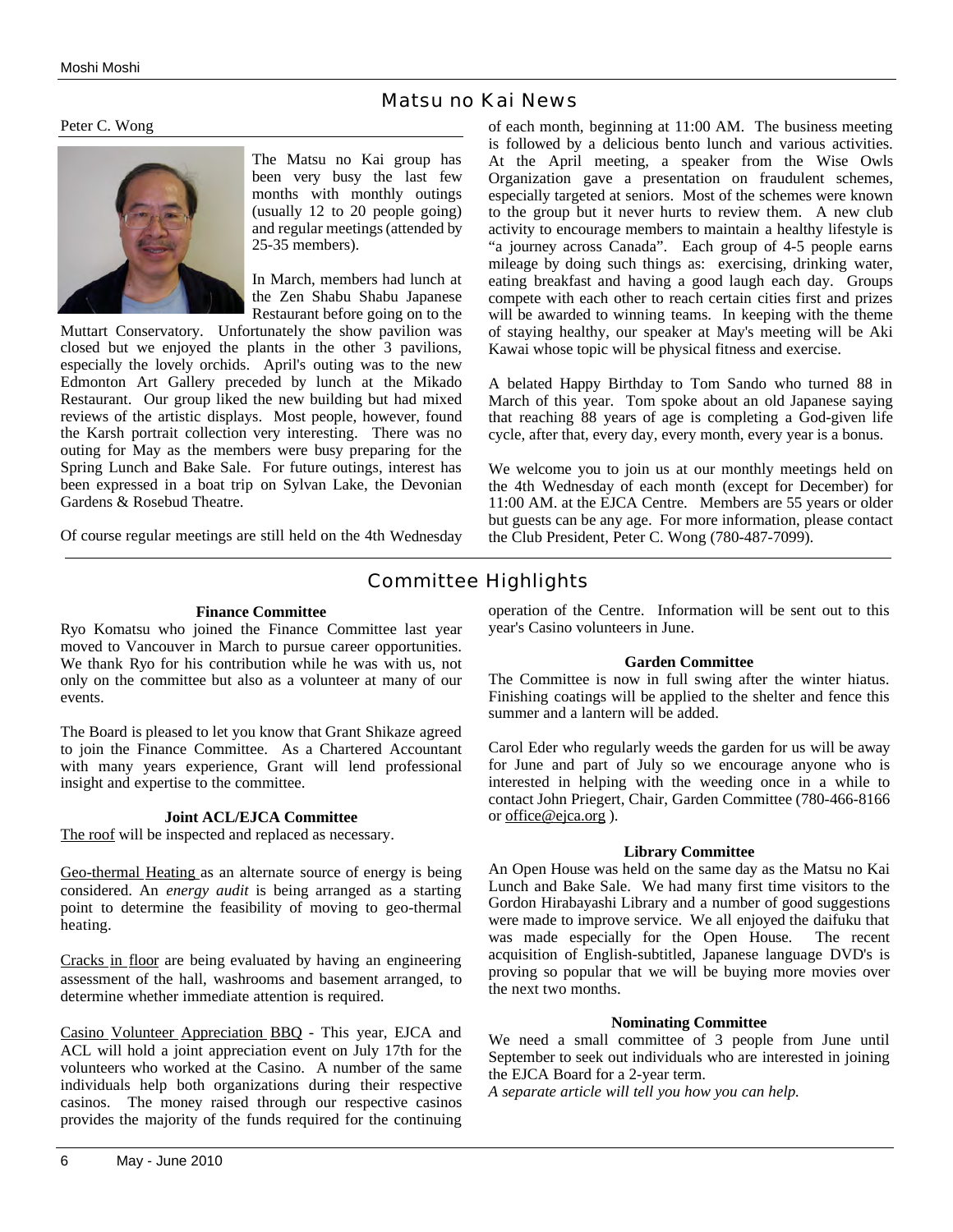## Matsu no Kai News

Peter C. Wong

The Matsu no Kai group has been very busy the last few months with monthly outings (usually 12 to 20 people going) and regular meetings (attended by 25-35 members).

In March, members had lunch at the Zen Shabu Shabu Japanese Restaurant before going on to the Muttart Conservatory. Unfortunately the show pavilion was closed but we enjoyed the plants in the other 3 pavilions, especially the lovely orchids. April's outing was to the new Edmonton Art Gallery preceded by lunch at the Mikado Restaurant. Our group liked the new building but had mixed reviews of the artistic displays. Most people, however, found the Karsh portrait collection very interesting. There was no outing for May as the members were busy preparing for the Spring Lunch and Bake Sale. For future outings, interest has been expressed in a boat trip on Sylvan Lake, the Devonian Gardens & Rosebud Theatre.

Of course regular meetings are still held on the 4th Wednesday of each month, beginning at 11:00 AM. The business meeting is followed by a delicious bento lunch and various activities. At the April meeting, a speaker from the Wise Owls Organization gave a presentation on fraudulent schemes, especially targeted at seniors. Most of the schemes were known to the group but it never hurts to review them. A new club activity to encourage members to maintain a healthy lifestyle is "a journey across Canada". Each group of 4-5 people earns mileage by doing such things as: exercising, drinking water, eating breakfast and having a good laugh each day. Groups compete with each other to reach certain cities first and prizes will be awarded to winning teams. In keeping with the theme of staying healthy, our speaker at May's meeting will be Aki Kawai whose topic will be physical fitness and exercise.

A belated Happy Birthday to Tom Sando who turned 88 in March of this year. Tom spoke about an old Japanese saying that reaching 88 years of age is completing a God-given life cycle, after that, every day, every month, every year is a bonus.

We welcome you to join us at our monthly meetings held on the 4th Wednesday of each month (except for December) for 11:00 AM. at the EJCA Centre. Members are 55 years or older but guests can be any age. For more information, please contact the Club President, Peter C. Wong (780-487-7099).

## Committee Highlights

**Finance Committee**

Ryo Komatsu who joined the Finance Committee last year moved to Vancouver in March to pursue career opportunities. We thank Ryo for his contribution while he was with us, not only on the committee but also as a volunteer at many of our events.

The Board is pleased to let you know that Grant Shikaze agreed to join the Finance Committee. As a Chartered Accountant with many years experience, Grant will lend professional insight and expertise to the committee.

**Joint ACL/EJCA Committee**

The roof will be inspected and replaced as necessary.

Geo-thermal Heating as an alternate source of energy is being considered. An *energy audit* is being arranged as a starting point to determine the feasibility of moving to geo-thermal heating.

Cracks in floor are being evaluated by having an engineering assessment of the hall, washrooms and basement arranged, to determine whether immediate attention is required.

Casino Volunteer Appreciation BBQ - This year, EJCA and ACL will hold a joint appreciation event on July 17th for the volunteers who worked at the Casino. A number of the same individuals help both organizations during their respective casinos. The money raised through our respective casinos provides the majority of the funds required for the continuing operation of the Centre. Information will be sent out to this year's Casino volunteers in June.

**Garden Committee**

The Committee is now in full swing after the winter hiatus. Finishing coatings will be applied to the shelter and fence this summer and a lantern will be added.

Carol Eder who regularly weeds the garden for us will be away for June and part of July so we encourage anyone who is interested in helping with the weeding once in a while to contact John Priegert, Chair, Garden Committee (780-466-8166 or office@ejca.org ).

**Library Committee**

An Open House was held on the same day as the Matsu no Kai Lunch and Bake Sale. We had many first time visitors to the Gordon Hirabayashi Library and a number of good suggestions were made to improve service. We all enjoyed the daifuku that was made especially for the Open House. The recent acquisition of English-subtitled, Japanese language DVD's is proving so popular that we will be buying more movies over the next two months.

**Nominating Committee**

We need a small committee of 3 people from June until September to seek out individuals who are interested in joining the EJCA Board for a 2-year term.

*A separate article will tell you how you can help.*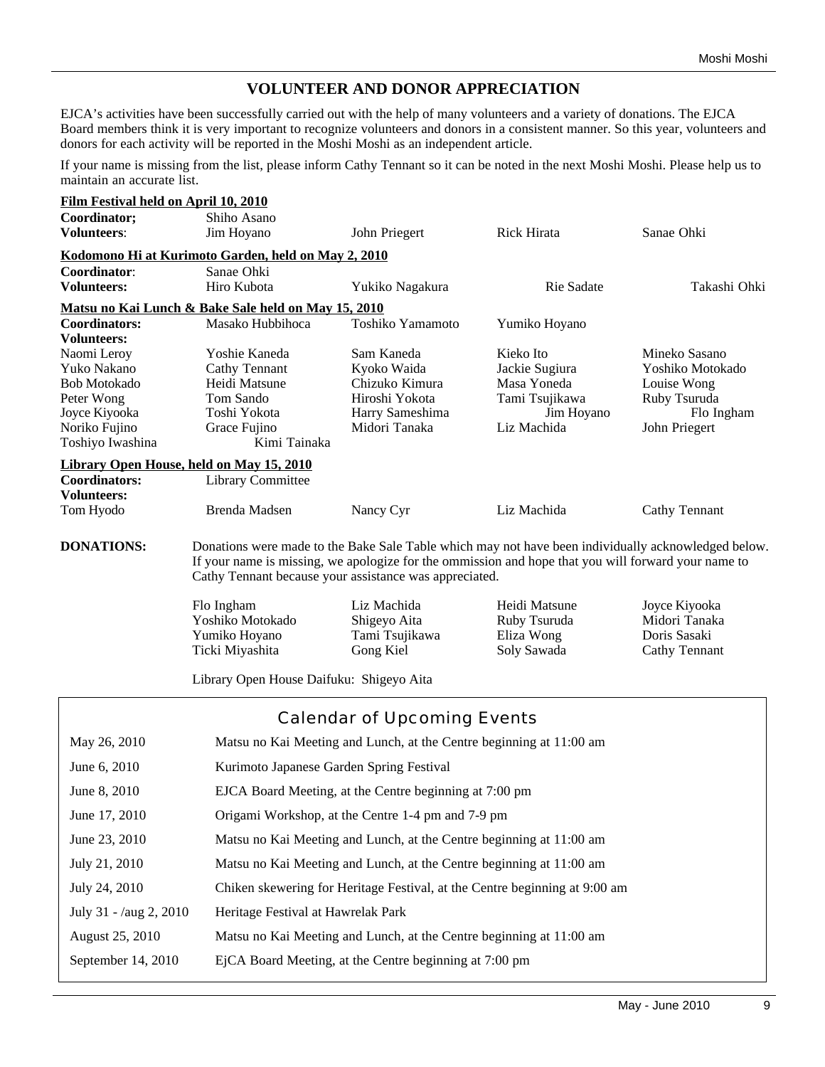## VOLUNTEER AND DONOR APPRECIATION

EJCA's activities have been successfully carried out with the help of many volunteers and a variety of donations. The EJCA Board members think it is very important to recognize volunteers and donors in a consistent manner. So this year, volunteers and donors for each activity will be reported in the Moshi Moshi as an independent article.

If your name is missing from the list, please inform Cathy Tennant so it can be noted in the next Moshi Moshi. Please help us to maintain an accurate list.

**Film Festival held on April 10, 2010**

**Coordinator;** Shiho Asano

**Volunteers**: Jim Hoyano, John Priegert, Rick Hirata, Sanae Ohki

**Kodomono Hi at Kurimoto Garden, held on May 2, 2010**

**Coordinator**: Sanae Ohki

**Volunteers:** Hiro Kubota, Yukiko Nagakura, Rie Sadate, Takashi Ohki

**Matsu no Kai Lunch & Bake Sale held on May 15, 2010**

**Coordinators:** Masako Hubbihoca, Toshiko Yamamoto, Yumiko Hoyano

**Volunteers:**

| | | | | |
|---|---|---|---|---|
| Naomi Leroy | Yoshie Kaneda | Sam Kaneda | Kieko Ito | Mineko Sasano |
| Yuko Nakano | Cathy Tennant | Kyoko Waida | Jackie Sugiura | Yoshiko Motokado |
| Bob Motokado | Heidi Matsune | Chizuko Kimura | Masa Yoneda | Louise Wong |
| Peter Wong | Tom Sando | Hiroshi Yokota | Tami Tsujikawa | Ruby Tsuruda |
| Joyce Kiyooka | Toshi Yokota | Harry Sameshima | Jim Hoyano | Flo Ingham |
| Noriko Fujino | Grace Fujino | Midori Tanaka | Liz Machida | John Priegert |
| Toshiyo Iwashina | Kimi Tainaka | | | |

**Library Open House, held on May 15, 2010**

**Coordinators:** Library Committee

**Volunteers:** Tom Hyodo, Brenda Madsen, Nancy Cyr, Liz Machida, Cathy Tennant

**DONATIONS:** Donations were made to the Bake Sale Table which may not have been individually acknowledged below. If your name is missing, we apologize for the ommission and hope that you will forward your name to Cathy Tennant because your assistance was appreciated.

| | | | |
|---|---|---|---|
| Flo Ingham | Liz Machida | Heidi Matsune | Joyce Kiyooka |
| Yoshiko Motokado | Shigeyo Aita | Ruby Tsuruda | Midori Tanaka |
| Yumiko Hoyano | Tami Tsujikawa | Eliza Wong | Doris Sasaki |
| Ticki Miyashita | Gong Kiel | Soly Sawada | Cathy Tennant |

Library Open House Daifuku: Shigeyo Aita

## Calendar of Upcoming Events

| | |
|---|---|
| May 26, 2010 | Matsu no Kai Meeting and Lunch, at the Centre beginning at 11:00 am |
| June 6, 2010 | Kurimoto Japanese Garden Spring Festival |
| June 8, 2010 | EJCA Board Meeting, at the Centre beginning at 7:00 pm |
| June 17, 2010 | Origami Workshop, at the Centre 1-4 pm and 7-9 pm |
| June 23, 2010 | Matsu no Kai Meeting and Lunch, at the Centre beginning at 11:00 am |
| July 21, 2010 | Matsu no Kai Meeting and Lunch, at the Centre beginning at 11:00 am |
| July 24, 2010 | Chiken skewering for Heritage Festival, at the Centre beginning at 9:00 am |
| July 31 - /aug 2, 2010 | Heritage Festival at Hawrelak Park |
| August 25, 2010 | Matsu no Kai Meeting and Lunch, at the Centre beginning at 11:00 am |
| September 14, 2010 | EjCA Board Meeting, at the Centre beginning at 7:00 pm |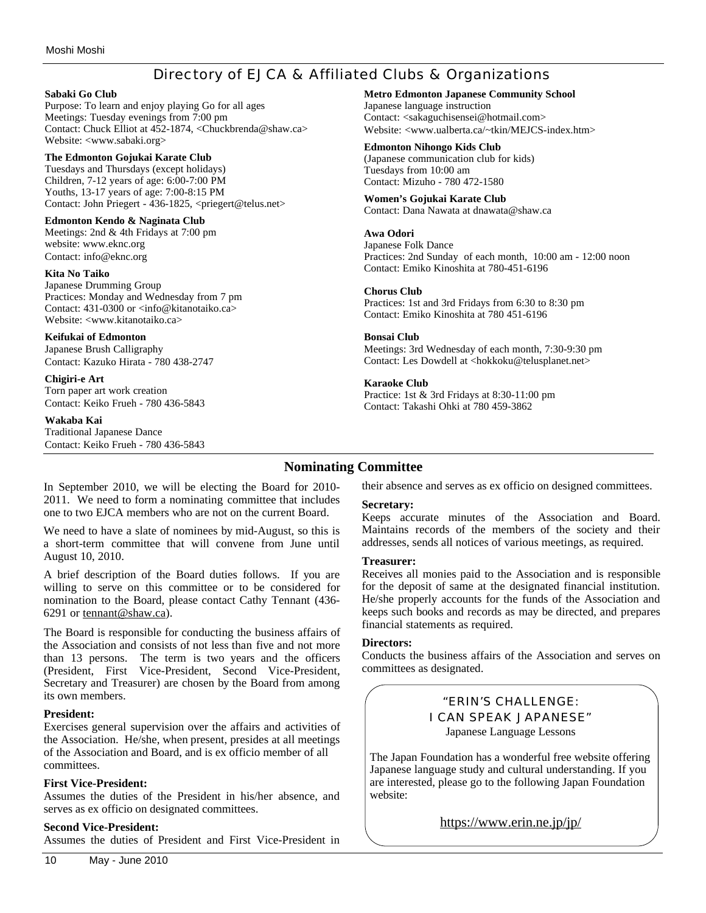## Directory of EJCA & Affiliated Clubs & Organizations

**Sabaki Go Club**
Purpose: To learn and enjoy playing Go for all ages
Meetings: Tuesday evenings from 7:00 pm
Contact: Chuck Elliot at 452-1874, <Chuckbrenda@shaw.ca>
Website: <www.sabaki.org>

**The Edmonton Gojukai Karate Club**
Tuesdays and Thursdays (except holidays)
Children, 7-12 years of age: 6:00-7:00 PM
Youths, 13-17 years of age: 7:00-8:15 PM
Contact: John Priegert - 436-1825, <priegert@telus.net>

**Edmonton Kendo & Naginata Club**
Meetings: 2nd & 4th Fridays at 7:00 pm
website: www.eknc.org
Contact: info@eknc.org

**Kita No Taiko**
Japanese Drumming Group
Practices: Monday and Wednesday from 7 pm
Contact: 431-0300 or <info@kitanotaiko.ca>
Website: <www.kitanotaiko.ca>

**Keifukai of Edmonton**
Japanese Brush Calligraphy
Contact: Kazuko Hirata - 780 438-2747

**Chigiri-e Art**
Torn paper art work creation
Contact: Keiko Frueh - 780 436-5843

**Wakaba Kai**
Traditional Japanese Dance
Contact: Keiko Frueh - 780 436-5843

**Metro Edmonton Japanese Community School**
Japanese language instruction
Contact: <sakaguchisensei@hotmail.com>
Website: <www.ualberta.ca/~tkin/MEJCS-index.htm>

**Edmonton Nihongo Kids Club**
(Japanese communication club for kids)
Tuesdays from 10:00 am
Contact: Mizuho - 780 472-1580

**Women's Gojukai Karate Club**
Contact: Dana Nawata at dnawata@shaw.ca

**Awa Odori**
Japanese Folk Dance
Practices: 2nd Sunday of each month, 10:00 am - 12:00 noon
Contact: Emiko Kinoshita at 780-451-6196

**Chorus Club**
Practices: 1st and 3rd Fridays from 6:30 to 8:30 pm
Contact: Emiko Kinoshita at 780 451-6196

**Bonsai Club**
Meetings: 3rd Wednesday of each month, 7:30-9:30 pm
Contact: Les Dowdell at <hokkoku@telusplanet.net>

**Karaoke Club**
Practice: 1st & 3rd Fridays at 8:30-11:00 pm
Contact: Takashi Ohki at 780 459-3862

## Nominating Committee

In September 2010, we will be electing the Board for 2010-2011. We need to form a nominating committee that includes one to two EJCA members who are not on the current Board.

We need to have a slate of nominees by mid-August, so this is a short-term committee that will convene from June until August 10, 2010.

A brief description of the Board duties follows. If you are willing to serve on this committee or to be considered for nomination to the Board, please contact Cathy Tennant (436-6291 or tennant@shaw.ca).

The Board is responsible for conducting the business affairs of the Association and consists of not less than five and not more than 13 persons. The term is two years and the officers (President, First Vice-President, Second Vice-President, Secretary and Treasurer) are chosen by the Board from among its own members.

**President:**
Exercises general supervision over the affairs and activities of the Association. He/she, when present, presides at all meetings of the Association and Board, and is ex officio member of all committees.

**First Vice-President:**
Assumes the duties of the President in his/her absence, and serves as ex officio on designated committees.

**Second Vice-President:**
Assumes the duties of President and First Vice-President in their absence and serves as ex officio on designed committees.

**Secretary:**
Keeps accurate minutes of the Association and Board. Maintains records of the members of the society and their addresses, sends all notices of various meetings, as required.

**Treasurer:**
Receives all monies paid to the Association and is responsible for the deposit of same at the designated financial institution. He/she properly accounts for the funds of the Association and keeps such books and records as may be directed, and prepares financial statements as required.

**Directors:**
Conducts the business affairs of the Association and serves on committees as designated.

### "ERIN'S CHALLENGE: I CAN SPEAK JAPANESE"
Japanese Language Lessons

The Japan Foundation has a wonderful free website offering Japanese language study and cultural understanding. If you are interested, please go to the following Japan Foundation website:

https://www.erin.ne.jp/jp/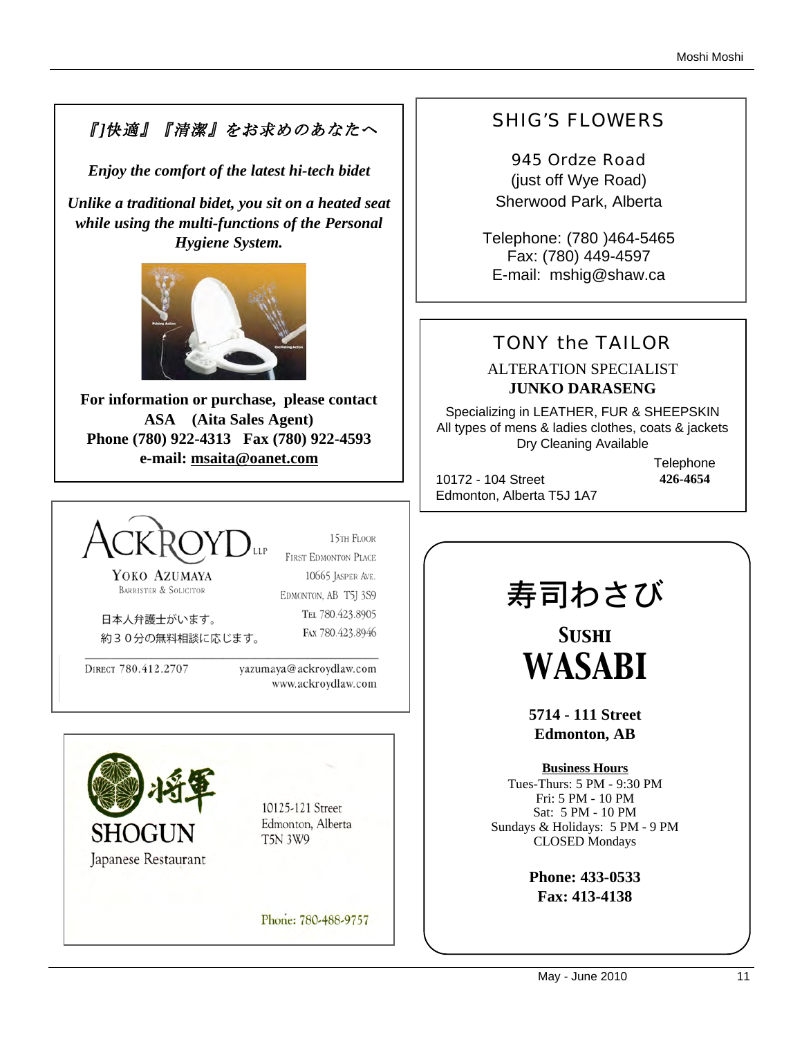*『]快適』『清潔』をお求めのあなたへ*

***Enjoy the comfort of the latest hi-tech bidet***

***Unlike a traditional bidet, you sit on a heated seat while using the multi-functions of the Personal Hygiene System.***

**For information or purchase, please contact**
**ASA (Aita Sales Agent)**
**Phone (780) 922-4313 Fax (780) 922-4593**
**e-mail: msaita@oanet.com**

---

## SHIG'S FLOWERS

945 Ordze Road
(just off Wye Road)
Sherwood Park, Alberta

Telephone: (780 )464-5465
Fax: (780) 449-4597
E-mail: mshig@shaw.ca

---

## TONY the TAILOR

ALTERATION SPECIALIST
**JUNKO DARASENG**

Specializing in LEATHER, FUR & SHEEPSKIN
All types of mens & ladies clothes, coats & jackets
Dry Cleaning Available

10172 - 104 Street
Edmonton, Alberta T5J 1A7

Telephone
**426-4654**

---

## ACKROYD LLP

YOKO AZUMAYA
BARRISTER & SOLICITOR

日本人弁護士がいます。
約３０分の無料相談に応じます。

15TH FLOOR
FIRST EDMONTON PLACE
10665 JASPER AVE.
EDMONTON, AB T5J 3S9
TEL 780.423.8905
FAX 780.423.8946

DIRECT 780.412.2707
yazumaya@ackroydlaw.com
www.ackroydlaw.com

---

## 将軍 SHOGUN

Japanese Restaurant

10125-121 Street
Edmonton, Alberta
T5N 3W9

Phone: 780-488-9757

---

## 寿司わさび

## SUSHI WASABI

**5714 - 111 Street**
**Edmonton, AB**

**Business Hours**
Tues-Thurs: 5 PM - 9:30 PM
Fri: 5 PM - 10 PM
Sat: 5 PM - 10 PM
Sundays & Holidays: 5 PM - 9 PM
CLOSED Mondays

**Phone: 433-0533**
**Fax: 413-4138**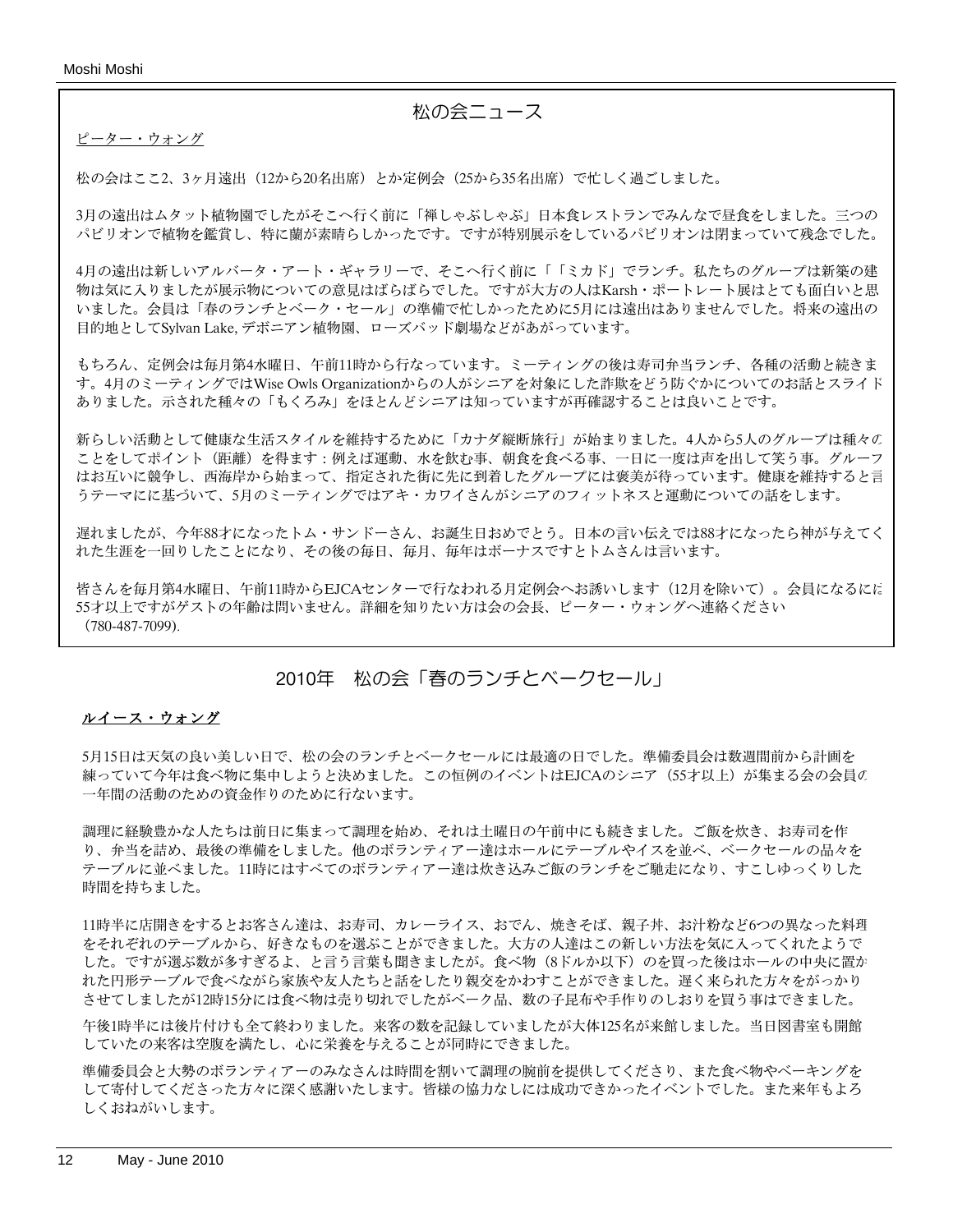## 松の会ニュース

ピーター・ウォング

松の会はここ2、3ヶ月遠出（12から20名出席）とか定例会（25から35名出席）で忙しく過ごしました。

3月の遠出はムタット植物園でしたがそこへ行く前に「禅しゃぶしゃぶ」日本食レストランでみんなで昼食をしました。三つのパビリオンで植物を鑑賞し、特に蘭が素晴らしかったです。ですが特別展示をしているパビリオンは閉まっていて残念でした。

4月の遠出は新しいアルバータ・アート・ギャラリーで、そこへ行く前に「「ミカド」でランチ。私たちのグループは新築の建物は気に入りましたが展示物についての意見はばらばらでした。ですが大方の人はKarsh・ポートレート展はとても面白いと思いました。会員は「春のランチとベーク・セール」の準備で忙しかったために5月には遠出はありませんでした。将来の遠出の目的地としてSylvan Lake, デボニアン植物園、ローズバッド劇場などがあがっています。

もちろん、定例会は毎月第4水曜日、午前11時から行なっています。ミーティングの後は寿司弁当ランチ、各種の活動と続きます。4月のミーティングではWise Owls Organizationからの人がシニアを対象にした詐欺をどう防ぐかについてのお話とスライドありました。示された種々の「もくろみ」をほとんどシニアは知っていますが再確認することは良いことです。

新らしい活動として健康な生活スタイルを維持するために「カナダ縦断旅行」が始まりました。4人から5人のグループは種々のことをしてポイント（距離）を得ます：例えば運動、水を飲む事、朝食を食べる事、一日に一度は声を出して笑う事。グループはお互いに競争し、西海岸から始まって、指定された街に先に到着したグループには褒美が待っています。健康を維持すると言うテーマにに基づいて、5月のミーティングではアキ・カワイさんがシニアのフィットネスと運動についての話をします。

遅れましたが、今年88才になったトム・サンドーさん、お誕生日おめでとう。日本の言い伝えでは88才になったら神が与えてくれた生涯を一回りしたことになり、その後の毎日、毎月、毎年はボーナスですとトムさんは言います。

皆さんを毎月第4水曜日、午前11時からEJCAセンターで行なわれる月定例会へお誘いします（12月を除いて）。会員になるには55才以上ですがゲストの年齢は問いません。詳細を知りたい方は会の会長、ピーター・ウォングへ連絡ください（780-487-7099).

## 2010年　松の会「春のランチとベークセール」

**ルイース・ウォング**

5月15日は天気の良い美しい日で、松の会のランチとベークセールには最適の日でした。準備委員会は数週間前から計画を練っていて今年は食べ物に集中しようと決めました。この恒例のイベントはEJCAのシニア（55才以上）が集まる会の会員の一年間の活動のための資金作りのために行ないます。

調理に経験豊かな人たちは前日に集まって調理を始め、それは土曜日の午前中にも続きました。ご飯を炊き、お寿司を作り、弁当を詰め、最後の準備をしました。他のボランティアー達はホールにテーブルやイスを並べ、ベークセールの品々をテーブルに並べました。11時にはすべてのボランティアー達は炊き込みご飯のランチをご馳走になり、すこしゆっくりした時間を持ちました。

11時半に店開きをするとお客さん達は、お寿司、カレーライス、おでん、焼きそば、親子丼、お汁粉など6つの異なった料理をそれぞれのテーブルから、好きなものを選ぶことができました。大方の人達はこの新しい方法を気に入ってくれたようでした。ですが選ぶ数が多すぎるよ、と言う言葉も聞きましたが。食べ物（8ドルか以下）のを買った後はホールの中央に置かれた円形テーブルで食べながら家族や友人たちと話をしたり親交をかわすことができました。遅く来られた方々をがっかりさせてしまいましたが12時15分には食べ物は売り切れでしたがベーク品、数の子昆布や手作りのしおりを買う事はできました。

午後1時半には後片付けも全て終わりました。来客の数を記録していましたが大体125名が来館しました。当日図書室も開館していたの来客は空腹を満たし、心に栄養を与えることが同時にできました。

準備委員会と大勢のボランティアーのみなさんは時間を割いて調理の腕前を提供してくださり、また食べ物やベーキングをして寄付してくださった方々に深く感謝いたします。皆様の協力なしには成功できかったイベントでした。また来年もよろしくおねがいします。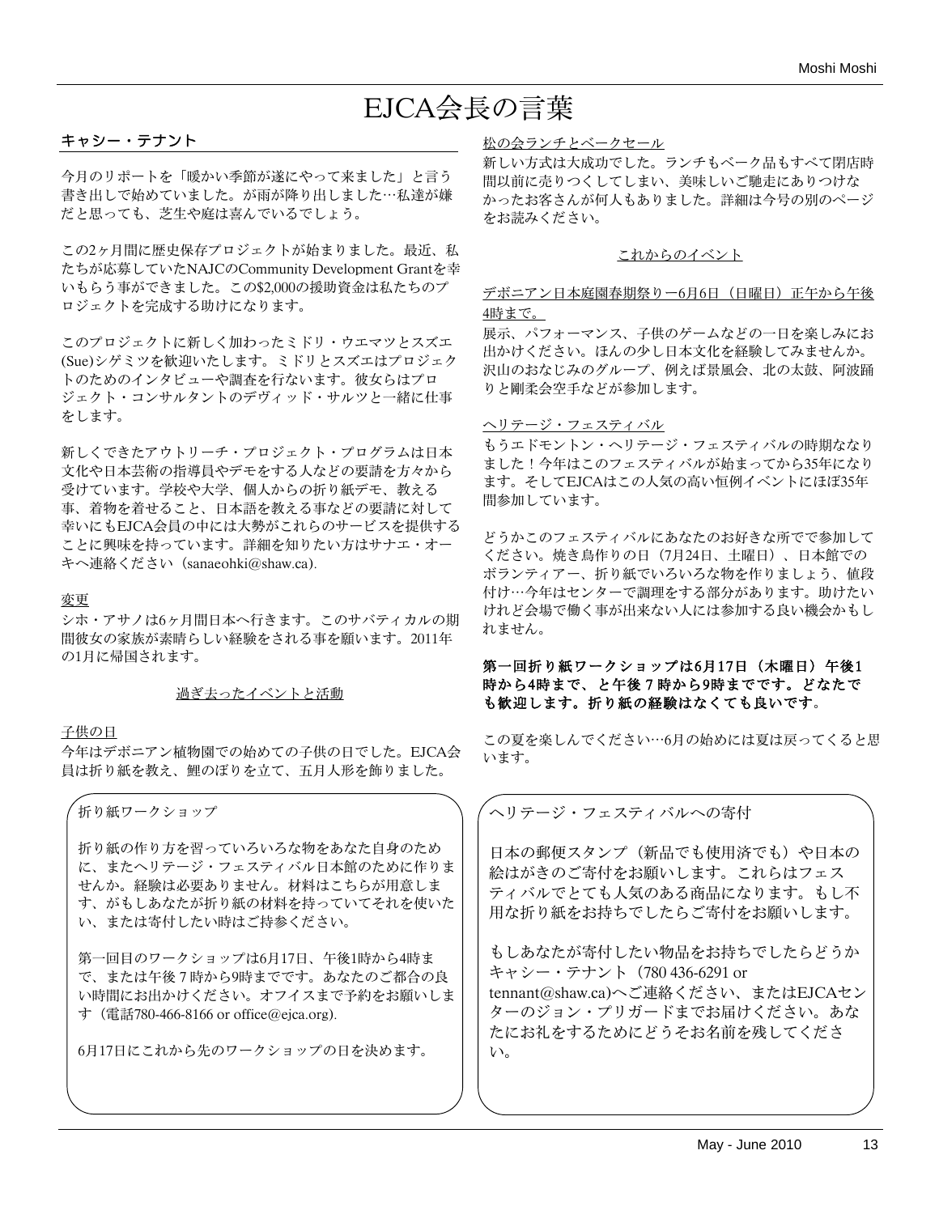# EJCA会長の言葉

## キャシー・テナント

今月のリポートを「暖かい季節が遂にやって来ました」と言う書き出しで始めていました。が雨が降り出しました…私達が嫌だと思っても、芝生や庭は喜んでいるでしょう。

この2ヶ月間に歴史保存プロジェクトが始まりました。最近、私たちが応募していたNAJCのCommunity Development Grantを幸いもらう事ができました。この$2,000の援助資金は私たちのプロジェクトを完成する助けになります。

このプロジェクトに新しく加わったミドリ・ウエマツとスズエ(Sue)シゲミツを歓迎いたします。ミドリとスズエはプロジェクトのためのインタビューや調査を行ないます。彼女らはプロジェクト・コンサルタントのデヴィッド・サルツと一緒に仕事をします。

新しくできたアウトリーチ・プロジェクト・プログラムは日本文化や日本芸術の指導員やデモをする人などの要請を方々から受けています。学校や大学、個人からの折り紙デモ、教える事、着物を着せること、日本語を教える事などの要請に対して幸いにもEJCA会員の中には大勢がこれらのサービスを提供することに興味を持っています。詳細を知りたい方はサナエ・オーキへ連絡ください（sanaeohki@shaw.ca).

**変更**

シホ・アサノは6ヶ月間日本へ行きます。このサバティカルの期間彼女の家族が素晴らしい経験をされる事を願います。2011年の1月に帰国されます。

### 過ぎ去ったイベントと活動

**子供の日**

今年はデボニアン植物園での始めての子供の日でした。EJCA会員は折り紙を教え、鯉のぼりを立て、五月人形を飾りました。

**松の会ランチとベークセール**

新しい方式は大成功でした。ランチもベーク品もすべて閉店時間以前に売りつくしてしまい、美味しいご馳走にありつけなかったお客さんが何人もありました。詳細は今号の別のページをお読みください。

### これからのイベント

**デボニアン日本庭園春期祭りー6月6日（日曜日）正午から午後4時まで。**

展示、パフォーマンス、子供のゲームなどの一日を楽しみにお出かけください。ほんの少し日本文化を経験してみませんか。沢山のおなじみのグループ、例えば景風会、北の太鼓、阿波踊りと剛柔会空手などが参加します。

**ヘリテージ・フェスティバル**

もうエドモントン・ヘリテージ・フェスティバルの時期なりました！今年はこのフェスティバルが始まってから35年になります。そしてEJCAはこの人気の高い恒例イベントにほぼ35年間参加しています。

どうかこのフェスティバルにあなたのお好きな所でで参加してください。焼き鳥作りの日（7月24日、土曜日）、日本館でのボランティアー、折り紙でいろいろな物を作りましょう、値段付け…今年はセンターで調理をする部分があります。助けたいけれど会場で働く事が出来ない人には参加する良い機会かもしれません。

**第一回折り紙ワークショップは6月17日（木曜日）午後1時から4時まで、と午後７時から9時まででです。どなたでも歓迎します。折り紙の経験はなくても良いです。**

この夏を楽しんでください…6月の始めには夏は戻ってくると思います。

---

**折り紙ワークショップ**

折り紙の作り方を習っていろいろな物をあなた自身のために、またヘリテージ・フェスティバル日本館のために作りませんか。経験は必要ありません。材料はこちらが用意します、がもしあなたが折り紙の材料を持っていてそれを使いたい、または寄付したい時はご持参ください。

第一回目のワークショップは6月17日、午後1時から4時まで、または午後７時から9時まででです。あなたのご都合の良い時間にお出かけください。オフイスまで予約をお願いします（電話780-466-8166 or office@ejca.org).

6月17日にこれから先のワークショップの日を決めます。

---

**ヘリテージ・フェスティバルへの寄付**

日本の郵便スタンプ（新品でも使用済でも）や日本の絵はがきのご寄付をお願いします。これらはフェスティバルでとても人気のある商品になります。もし不用な折り紙をお持ちでしたらご寄付をお願いします。

もしあなたが寄付したい物品をお持ちでしたらどうかキャシー・テナント（780 436-6291 or tennant@shaw.ca)へご連絡ください、またはEJCAセンターのジョン・プリガードまでお届けください。あなたにお礼をするためにどうぞお名前を残してください。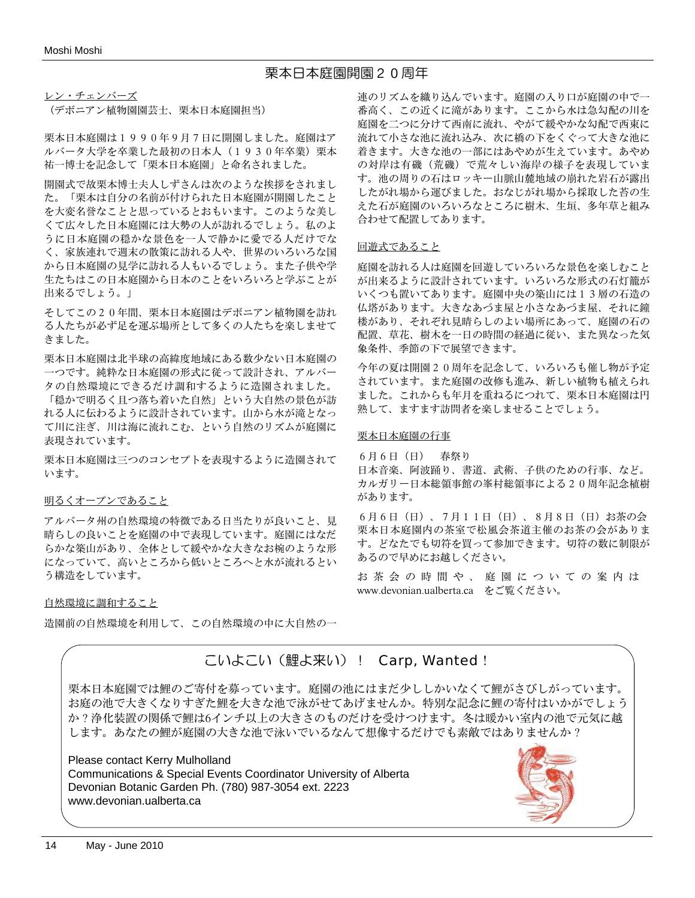# 栗本日本庭園開園２０周年

レン・チェンバーズ
（デボニアン植物園園芸士、栗本日本庭園担当）

栗本日本庭園は１９９０年９月７日に開園しました。庭園はアルバータ大学を卒業した最初の日本人（１９３０年卒業）栗本祐一博士を記念して「栗本日本庭園」と命名されました。

開園式で故栗本博士夫人しずさんは次のような挨拶をされました。「栗本は自分の名前が付けられた日本庭園が開園したことを大変名誉なことと思っているとおもいます。このような美しくて広々した日本庭園には大勢の人が訪れるでしょう。私のように日本庭園の穏かな景色を一人で静かに愛でる人だけでなく、家族連れで週末の散策に訪れる人や、世界のいろいろな国から日本庭園の見学に訪れる人もいるでしょう。また子供や学生たちはこの日本庭園から日本のことをいろいろと学ぶことが出来るでしょう。」

そしてこの２０年間、栗本日本庭園はデボニアン植物園を訪れる人たちが必ず足を運ぶ場所として多くの人たちを楽しませてきました。

栗本日本庭園は北半球の高緯度地域にある数少ない日本庭園の一つです。純粋な日本庭園の形式に従って設計され、アルバータの自然環境にできるだけ調和するように造園されました。「穏かで明るく且つ落ち着いた自然」という大自然の景色が訪れる人に伝わるように設計されています。山から水が滝となって川に注ぎ、川は海に流れこむ、という自然のリズムが庭園に表現されています。

栗本日本庭園は三つのコンセプトを表現するように造園されています。

明るくオープンであること

アルバータ州の自然環境の特徴である日当たりが良いこと、見晴らしの良いことを庭園の中で表現しています。庭園にはなだらかな築山があり、全体として緩やかな大きなお椀のような形になっていて、高いところから低いところへと水が流れるという構造をしています。

自然環境に調和すること

造園前の自然環境を利用して、この自然環境の中に大自然の一連のリズムを織り込んでいます。庭園の入り口が庭園の中で一番高く、この近くに滝があります。ここから水は急勾配の川を庭園を二つに分けて西南に流れ、やがて緩やかな勾配で西東に流れて小さな池に流れ込み、次に橋の下をくぐって大きな池に着きます。大きな池の一部にはあやめが生えています。あやめの対岸は有磯（荒磯）で荒々しい海岸の様子を表現しています。池の周りの石はロッキー山脈山麓地域の崩れた岩石が露出したがれ場から運びました。おなじがれ場から採取した苔の生えた石が庭園のいろいろなところに樹木、生垣、多年草と組み合わせて配置してあります。

回遊式であること

庭園を訪れる人は庭園を回遊していろいろな景色を楽しむことが出来るように設計されています。いろいろな形式の石灯籠がいくつも置いてあります。庭園中央の築山には１３層の石造の仏塔があります。大きなあづま屋と小さなあづま屋、それに鐘楼があり、それぞれ見晴らしのよい場所にあって、庭園の石の配置、草花、樹木を一日の時間の経過に従い、また異なった気象条件、季節の下で展望できます。

今年の夏は開園２０周年を記念して、いろいろも催し物が予定されています。また庭園の改修も進み、新しい植物も植えられました。これからも年月を重ねるにつれて、栗本日本庭園は円熟して、ますます訪問者を楽しませることでしょう。

栗本日本庭園の行事

６月６日（日）　春祭り
日本音楽、阿波踊り、書道、武術、子供のための行事、など。カルガリー日本総領事館の峯村総領事による２０周年記念植樹があります。

６月６日（日）、７月１１日（日）、８月８日（日）お茶の会
栗本日本庭園内の茶室で松風会茶道主催のお茶の会があります。どなたでも切符を買って参加できます。切符の数に制限があるので早めにお越しください。

お茶会の時間や、庭園についての案内は www.devonian.ualberta.ca　をご覧ください。

## こいよこい（鯉よ来い）！　Carp, Wanted！

栗本日本庭園では鯉のご寄付を募っています。庭園の池にはまだ少ししかいなくて鯉がさびしがっています。お庭の池で大きくなりすぎた鯉を大きな池で泳がせてあげませんか。特別な記念に鯉の寄付はいかがでしょうか？浄化装置の関係で鯉は6インチ以上の大きさのものだけを受けつけます。冬は暖かい室内の池で元気に越します。あなたの鯉が庭園の大きな池で泳いでいるなんて想像するだけでも素敵ではありませんか？

Please contact Kerry Mulholland
Communications & Special Events Coordinator University of Alberta
Devonian Botanic Garden Ph. (780) 987-3054 ext. 2223
www.devonian.ualberta.ca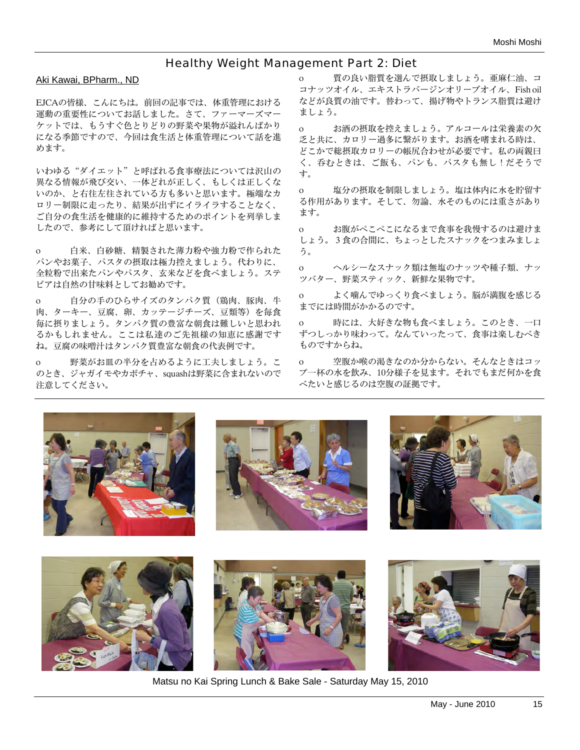## Healthy Weight Management Part 2: Diet

Aki Kawai, BPharm., ND

EJCAの皆様、こんにちは。前回の記事では、体重管理における運動の重要性についてお話しました。さて、ファーマーズマーケットでは、もうすぐ色とりどりの野菜や果物が溢れんばかりになる季節ですので、今回は食生活と体重管理について話を進めます。

いわゆる"ダイエット"と呼ばれる食事療法については沢山の異なる情報が飛び交い、一体どれが正しく、もしくは正しくないのか、と右往左往されている方も多いと思います。極端なカロリー制限に走ったり、結果が出ずにイライラすることなく、ご自分の食生活を健康的に維持するためのポイントを列挙しましたので、参考にして頂ければと思います。

- 白米、白砂糖、精製された薄力粉や強力粉で作られたパンやお菓子、パスタの摂取は極力控えましょう。代わりに、全粒粉で出来たパンやパスタ、玄米などを食べましょう。ステビアは自然の甘味料としてお勧めです。
- 自分の手のひらサイズのタンパク質（鶏肉、豚肉、牛肉、ターキー、豆腐、卵、カッテージチーズ、豆類等）を毎食毎に摂りましょう。タンパク質の豊富な朝食は難しいと思われるかもしれません。ここは私達のご先祖様の知恵に感謝ですね。豆腐の味噌汁はタンパク質豊富な朝食の代表例です。
- 野菜がお皿の半分を占めるように工夫しましょう。このとき、ジャガイモやカボチャ、squashは野菜に含まれないので注意してください。
- 質の良い脂質を選んで摂取しましょう。亜麻仁油、ココナッツオイル、エキストラバージンオリーブオイル、Fish oilなどが良質の油です。替わって、揚げ物やトランス脂質は避けましょう。
- お酒の摂取を控えましょう。アルコールは栄養素の欠乏と共に、カロリー過多に繋がります。お酒を嗜まれる時は、どこかで総摂取カロリーの帳尻合わせが必要です。私の両親曰く、呑むときは、ご飯も、パンも、パスタも無し！だそうです。
- 塩分の摂取を制限しましょう。塩は体内に水を貯留する作用があります。そして、勿論、水そのものには重さがあります。
- お腹がぺこぺこになるまで食事を我慢するのは避けましょう。３食の合間に、ちょっとしたスナックをつまみましょう。
- ヘルシーなスナック類は無塩のナッツや種子類、ナッツバター、野菜スティック、新鮮な果物です。
- よく噛んでゆっくり食べましょう。脳が満腹を感じるまでには時間がかかるのです。
- 時には、大好きな物も食べましょう。このとき、一口ずつしっかり味わって。なんていったって、食事は楽しむべきものですからね。
- 空腹か喉の渇きなのか分からない。そんなときはコップ一杯の水を飲み、10分様子を見ます。それでもまだ何かを食べたいと感じるのは空腹の証拠です。

Matsu no Kai Spring Lunch & Bake Sale - Saturday May 15, 2010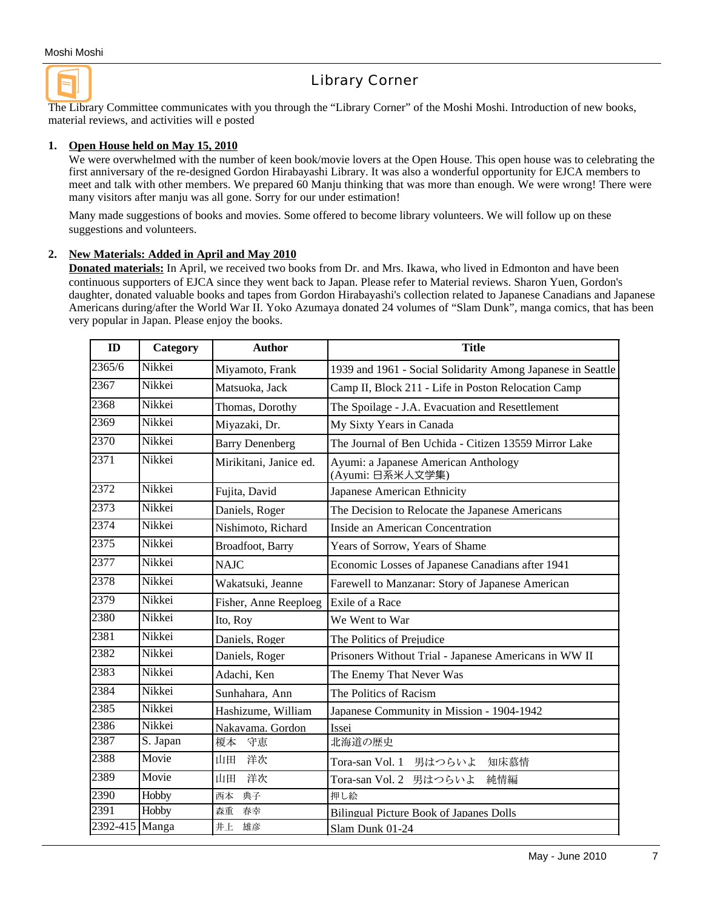# Library Corner

The Library Committee communicates with you through the “Library Corner” of the Moshi Moshi. Introduction of new books, material reviews, and activities will e posted

1. **Open House held on May 15, 2010**

   We were overwhelmed with the number of keen book/movie lovers at the Open House. This open house was to celebrating the first anniversary of the re-designed Gordon Hirabayashi Library. It was also a wonderful opportunity for EJCA members to meet and talk with other members. We prepared 60 Manju thinking that was more than enough. We were wrong! There were many visitors after manju was all gone. Sorry for our under estimation!

   Many made suggestions of books and movies. Some offered to become library volunteers. We will follow up on these suggestions and volunteers.

2. **New Materials: Added in April and May 2010**

   **Donated materials:** In April, we received two books from Dr. and Mrs. Ikawa, who lived in Edmonton and have been continuous supporters of EJCA since they went back to Japan. Please refer to Material reviews. Sharon Yuen, Gordon's daughter, donated valuable books and tapes from Gordon Hirabayashi's collection related to Japanese Canadians and Japanese Americans during/after the World War II. Yoko Azumaya donated 24 volumes of “Slam Dunk”, manga comics, that has been very popular in Japan. Please enjoy the books.

| ID | Category | Author | Title |
|---|---|---|---|
| 2365/6 | Nikkei | Miyamoto, Frank | 1939 and 1961 - Social Solidarity Among Japanese in Seattle |
| 2367 | Nikkei | Matsuoka, Jack | Camp II, Block 211 - Life in Poston Relocation Camp |
| 2368 | Nikkei | Thomas, Dorothy | The Spoilage - J.A. Evacuation and Resettlement |
| 2369 | Nikkei | Miyazaki, Dr. | My Sixty Years in Canada |
| 2370 | Nikkei | Barry Denenberg | The Journal of Ben Uchida - Citizen 13559 Mirror Lake |
| 2371 | Nikkei | Mirikitani, Janice ed. | Ayumi: a Japanese American Anthology (Ayumi: 日系米人文学集) |
| 2372 | Nikkei | Fujita, David | Japanese American Ethnicity |
| 2373 | Nikkei | Daniels, Roger | The Decision to Relocate the Japanese Americans |
| 2374 | Nikkei | Nishimoto, Richard | Inside an American Concentration |
| 2375 | Nikkei | Broadfoot, Barry | Years of Sorrow, Years of Shame |
| 2377 | Nikkei | NAJC | Economic Losses of Japanese Canadians after 1941 |
| 2378 | Nikkei | Wakatsuki, Jeanne | Farewell to Manzanar: Story of Japanese American |
| 2379 | Nikkei | Fisher, Anne Reeploeg | Exile of a Race |
| 2380 | Nikkei | Ito, Roy | We Went to War |
| 2381 | Nikkei | Daniels, Roger | The Politics of Prejudice |
| 2382 | Nikkei | Daniels, Roger | Prisoners Without Trial - Japanese Americans in WW II |
| 2383 | Nikkei | Adachi, Ken | The Enemy That Never Was |
| 2384 | Nikkei | Sunhahara, Ann | The Politics of Racism |
| 2385 | Nikkei | Hashizume, William | Japanese Community in Mission - 1904-1942 |
| 2386 | Nikkei | Nakayama, Gordon | Issei |
| 2387 | S. Japan | 榎本　守恵 | 北海道の歴史 |
| 2388 | Movie | 山田　洋次 | Tora-san Vol. 1　男はつらいよ　知床慕情 |
| 2389 | Movie | 山田　洋次 | Tora-san Vol. 2　男はつらいよ　純情編 |
| 2390 | Hobby | 西本　典子 | 押し絵 |
| 2391 | Hobby | 森重　春幸 | Bilingual Picture Book of Japanes Dolls |
| 2392-415 | Manga | 井上　雄彦 | Slam Dunk 01-24 |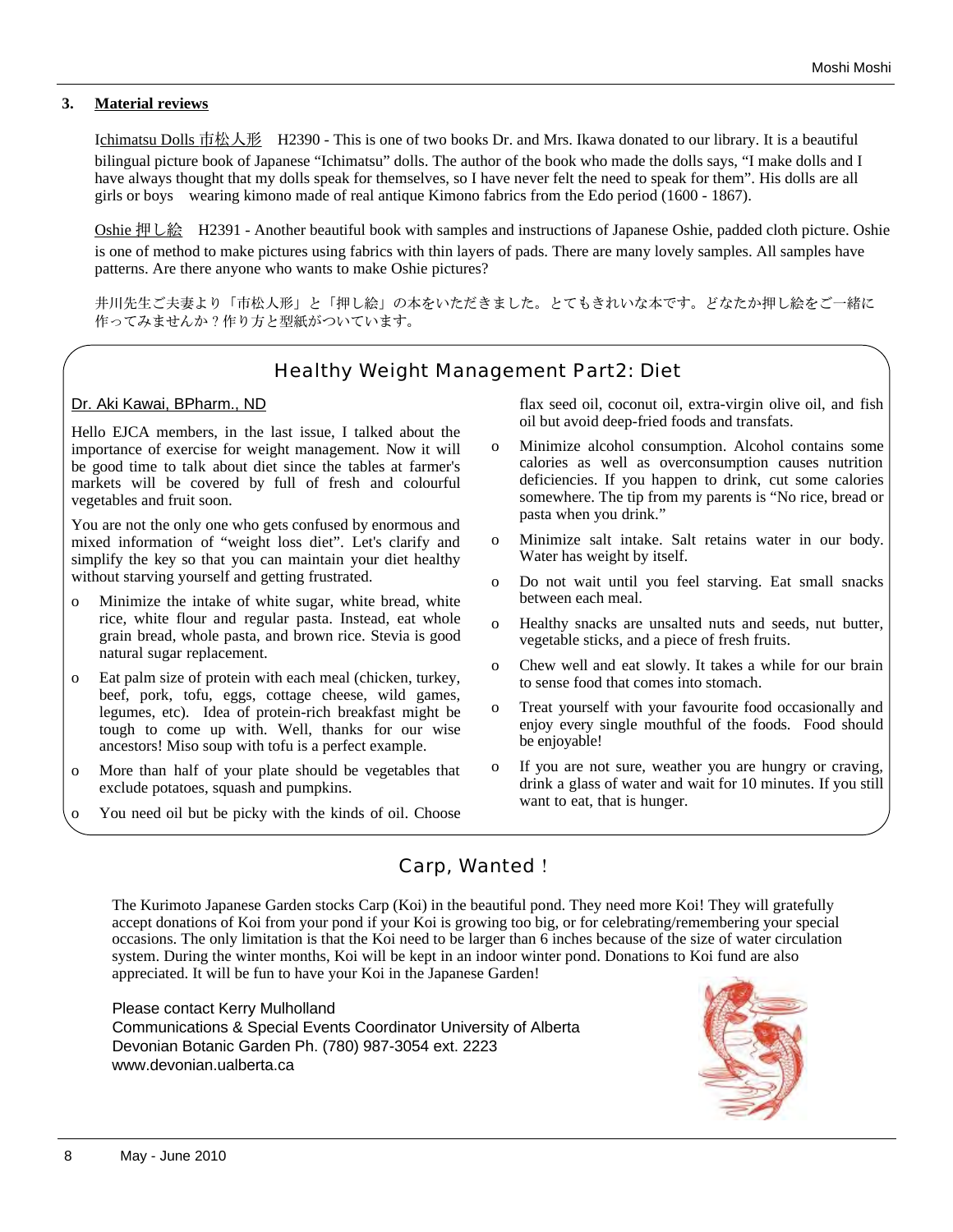## 3. Material reviews

Ichimatsu Dolls 市松人形　H2390 - This is one of two books Dr. and Mrs. Ikawa donated to our library. It is a beautiful bilingual picture book of Japanese "Ichimatsu" dolls. The author of the book who made the dolls says, "I make dolls and I have always thought that my dolls speak for themselves, so I have never felt the need to speak for them". His dolls are all girls or boys　wearing kimono made of real antique Kimono fabrics from the Edo period (1600 - 1867).

Oshie 押し絵　H2391 - Another beautiful book with samples and instructions of Japanese Oshie, padded cloth picture. Oshie is one of method to make pictures using fabrics with thin layers of pads. There are many lovely samples. All samples have patterns. Are there anyone who wants to make Oshie pictures?

井川先生ご夫妻より「市松人形」と「押し絵」の本をいただきました。とてもきれいな本です。どなたか押し絵をご一緒に作ってみませんか？作り方と型紙がついています。

## Healthy Weight Management Part2: Diet

Dr. Aki Kawai, BPharm., ND

Hello EJCA members, in the last issue, I talked about the importance of exercise for weight management. Now it will be good time to talk about diet since the tables at farmer's markets will be covered by full of fresh and colourful vegetables and fruit soon.

You are not the only one who gets confused by enormous and mixed information of "weight loss diet". Let's clarify and simplify the key so that you can maintain your diet healthy without starving yourself and getting frustrated.

- Minimize the intake of white sugar, white bread, white rice, white flour and regular pasta. Instead, eat whole grain bread, whole pasta, and brown rice. Stevia is good natural sugar replacement.
- Eat palm size of protein with each meal (chicken, turkey, beef, pork, tofu, eggs, cottage cheese, wild games, legumes, etc). Idea of protein-rich breakfast might be tough to come up with. Well, thanks for our wise ancestors! Miso soup with tofu is a perfect example.
- More than half of your plate should be vegetables that exclude potatoes, squash and pumpkins.
- You need oil but be picky with the kinds of oil. Choose flax seed oil, coconut oil, extra-virgin olive oil, and fish oil but avoid deep-fried foods and transfats.
- Minimize alcohol consumption. Alcohol contains some calories as well as overconsumption causes nutrition deficiencies. If you happen to drink, cut some calories somewhere. The tip from my parents is "No rice, bread or pasta when you drink."
- Minimize salt intake. Salt retains water in our body. Water has weight by itself.
- Do not wait until you feel starving. Eat small snacks between each meal.
- Healthy snacks are unsalted nuts and seeds, nut butter, vegetable sticks, and a piece of fresh fruits.
- Chew well and eat slowly. It takes a while for our brain to sense food that comes into stomach.
- Treat yourself with your favourite food occasionally and enjoy every single mouthful of the foods. Food should be enjoyable!
- If you are not sure, weather you are hungry or craving, drink a glass of water and wait for 10 minutes. If you still want to eat, that is hunger.

## Carp, Wanted！

The Kurimoto Japanese Garden stocks Carp (Koi) in the beautiful pond. They need more Koi! They will gratefully accept donations of Koi from your pond if your Koi is growing too big, or for celebrating/remembering your special occasions. The only limitation is that the Koi need to be larger than 6 inches because of the size of water circulation system. During the winter months, Koi will be kept in an indoor winter pond. Donations to Koi fund are also appreciated. It will be fun to have your Koi in the Japanese Garden!

Please contact Kerry Mulholland
Communications & Special Events Coordinator University of Alberta
Devonian Botanic Garden Ph. (780) 987-3054 ext. 2223
www.devonian.ualberta.ca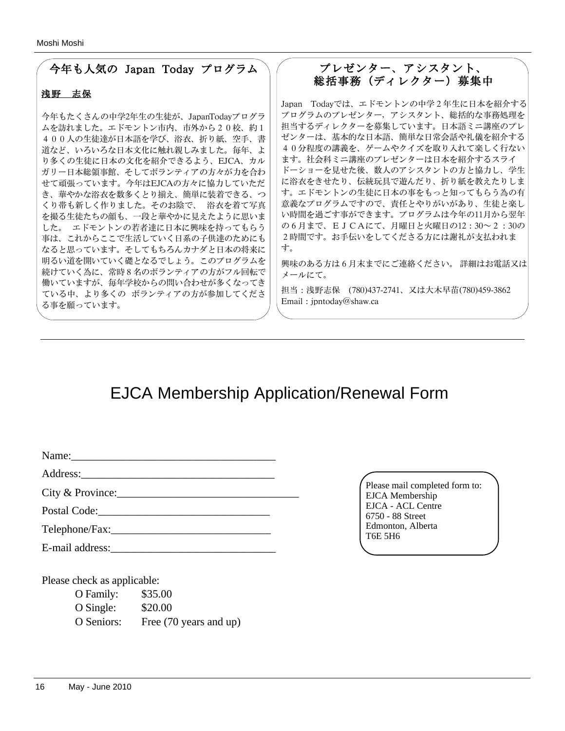## 今年も人気の　Japan　Today　プログラム

**浅野　志保**

今年もたくさんの中学2年生の生徒が、JapanTodayプログラムを訪れました。エドモントン市内、市外から２０校、約１４００人の生徒達が日本語を学び、浴衣、折り紙、空手、書道など、いろいろな日本文化に触れ親しみました。毎年、より多くの生徒に日本の文化を紹介できるよう、EJCA、カルガリー日本総領事館、そしてボランティアの方々が力を合わせて頑張っています。今年はEJCAの方々に協力していただき、華やかな浴衣を数多くとり揃え、簡単に装着できる、つくり帯も新しく作りました。そのお陰で、　浴衣を着て写真を撮る生徒たちの顔も、一段と華やかに見えたように思いました。　エドモントンの若者達に日本に興味を持ってもらう事は、これからここで生活していく日系の子供達のためにもなると思っています。そしてもちろんカナダと日本の将来に明るい道を開いていく礎となるでしょう。このプログラムを続けていく為に、常時８名のボランティアの方がフル回転で働いていますが、毎年学校からの問い合わせが多くなってきている中、より多くの　ボランティアの方が参加してくださる事を願っています。

## プレゼンター、アシスタント、総括事務（ディレクター）募集中

Japan　Todayでは、エドモントンの中学２年生に日本を紹介するプログラムのプレゼンター，アシスタント、総括的な事務処理を担当するディレクターを募集しています。日本語ミニ講座のプレゼンターは、基本的な日本語、簡単な日常会話や礼儀を紹介する４０分程度の講義を、ゲームやクイズを取り入れて楽しく行ないます。社会科ミニ講座のプレゼンターは日本を紹介するスライドーショーを見せた後、数人のアシスタントの方と協力し、学生に浴衣をきせたり、伝統玩具で遊んだり、折り紙を教えたりします。エドモントンの生徒に日本の事をもっと知ってもらう為の有意義なプログラムですので、責任とやりがいがあり、生徒と楽しい時間を過ごす事ができます。プログラムは今年の11月から翌年の６月まで、ＥＪＣＡにて、月曜日と火曜日の12：30～２：30の２時間です。お手伝いをしてくださる方には謝礼が支払われます。

興味のある方は６月末までにご連絡ください。 詳細はお電話又はメールにて。

担当：浅野志保　(780)437-2741、又は大木早苗(780)459-3862
Email：jpntoday@shaw.ca

# EJCA Membership Application/Renewal Form

Name:\_\_\_\_\_\_\_\_\_\_\_\_\_\_\_\_\_\_\_\_\_\_\_\_\_\_\_\_\_\_\_\_\_\_\_\_

Address:\_\_\_\_\_\_\_\_\_\_\_\_\_\_\_\_\_\_\_\_\_\_\_\_\_\_\_\_\_\_\_\_\_\_

City & Province:\_\_\_\_\_\_\_\_\_\_\_\_\_\_\_\_\_\_\_\_\_\_\_\_\_\_\_\_\_\_\_

Postal Code:\_\_\_\_\_\_\_\_\_\_\_\_\_\_\_\_\_\_\_\_\_\_\_\_\_\_\_\_\_\_

Telephone/Fax:\_\_\_\_\_\_\_\_\_\_\_\_\_\_\_\_\_\_\_\_\_\_\_\_\_\_\_\_

E-mail address:\_\_\_\_\_\_\_\_\_\_\_\_\_\_\_\_\_\_\_\_\_\_\_\_\_\_\_\_\_

Please mail completed form to:
EJCA Membership
EJCA - ACL Centre
6750 - 88 Street
Edmonton, Alberta
T6E 5H6

Please check as applicable:

O Family: $35.00
O Single: $20.00
O Seniors: Free (70 years and up)